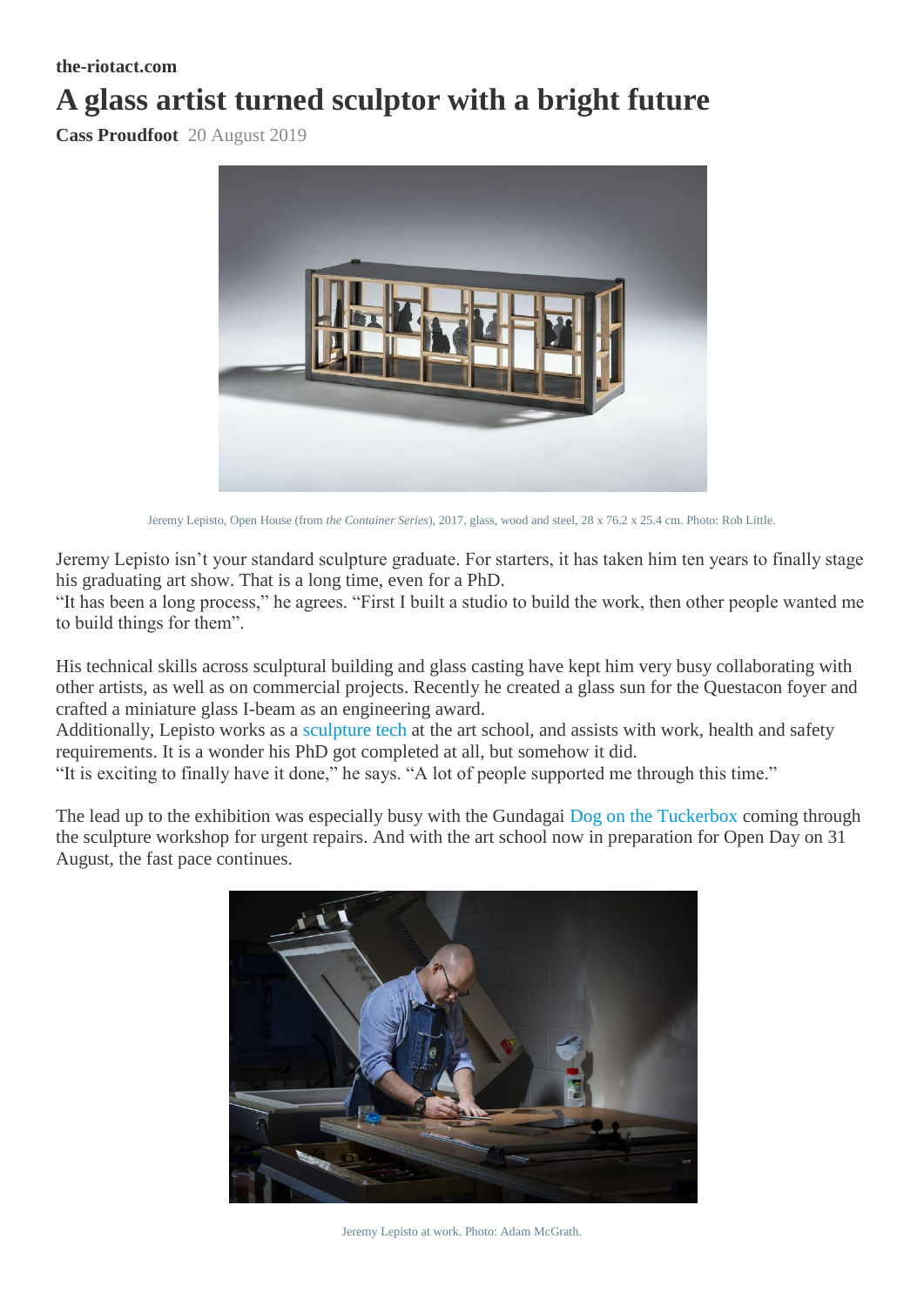the-riotact.com

# A glass artist turned sculptor with a bright future

**Cass Proudfoot** 20 August 2019

Jeremy Lepisto, Open House (from *the Container Series*), 2017, glass, wood and steel, 28 x 76.2 x 25.4 cm. Photo: Rob Little.

Jeremy Lepisto isn't your standard sculpture graduate. For starters, it has taken him ten years to finally stage his graduating art show. That is a long time, even for a PhD.
"It has been a long process," he agrees. "First I built a studio to build the work, then other people wanted me to build things for them".

His technical skills across sculptural building and glass casting have kept him very busy collaborating with other artists, as well as on commercial projects. Recently he created a glass sun for the Questacon foyer and crafted a miniature glass I-beam as an engineering award.
Additionally, Lepisto works as a sculpture tech at the art school, and assists with work, health and safety requirements. It is a wonder his PhD got completed at all, but somehow it did.
"It is exciting to finally have it done," he says. "A lot of people supported me through this time."

The lead up to the exhibition was especially busy with the Gundagai Dog on the Tuckerbox coming through the sculpture workshop for urgent repairs. And with the art school now in preparation for Open Day on 31 August, the fast pace continues.

Jeremy Lepisto at work. Photo: Adam McGrath.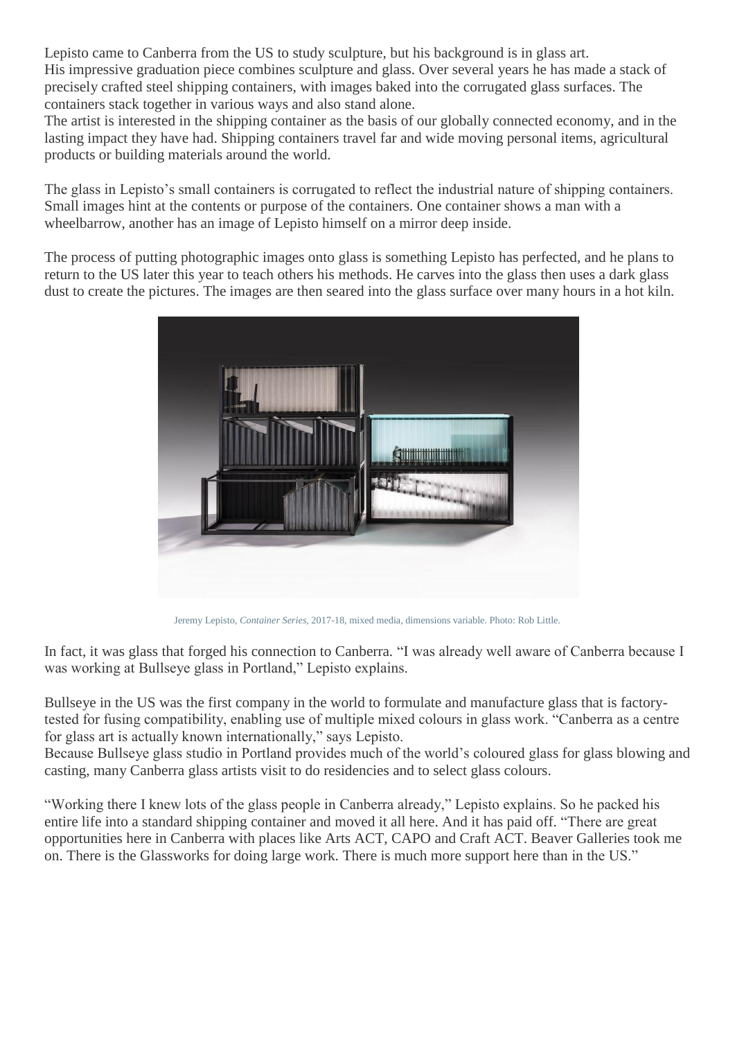Lepisto came to Canberra from the US to study sculpture, but his background is in glass art.
His impressive graduation piece combines sculpture and glass. Over several years he has made a stack of precisely crafted steel shipping containers, with images baked into the corrugated glass surfaces. The containers stack together in various ways and also stand alone.
The artist is interested in the shipping container as the basis of our globally connected economy, and in the lasting impact they have had. Shipping containers travel far and wide moving personal items, agricultural products or building materials around the world.

The glass in Lepisto's small containers is corrugated to reflect the industrial nature of shipping containers. Small images hint at the contents or purpose of the containers. One container shows a man with a wheelbarrow, another has an image of Lepisto himself on a mirror deep inside.

The process of putting photographic images onto glass is something Lepisto has perfected, and he plans to return to the US later this year to teach others his methods. He carves into the glass then uses a dark glass dust to create the pictures. The images are then seared into the glass surface over many hours in a hot kiln.

Jeremy Lepisto, *Container Series*, 2017-18, mixed media, dimensions variable. Photo: Rob Little.

In fact, it was glass that forged his connection to Canberra. "I was already well aware of Canberra because I was working at Bullseye glass in Portland," Lepisto explains.

Bullseye in the US was the first company in the world to formulate and manufacture glass that is factory-tested for fusing compatibility, enabling use of multiple mixed colours in glass work. "Canberra as a centre for glass art is actually known internationally," says Lepisto.
Because Bullseye glass studio in Portland provides much of the world's coloured glass for glass blowing and casting, many Canberra glass artists visit to do residencies and to select glass colours.

"Working there I knew lots of the glass people in Canberra already," Lepisto explains. So he packed his entire life into a standard shipping container and moved it all here. And it has paid off. "There are great opportunities here in Canberra with places like Arts ACT, CAPO and Craft ACT. Beaver Galleries took me on. There is the Glassworks for doing large work. There is much more support here than in the US."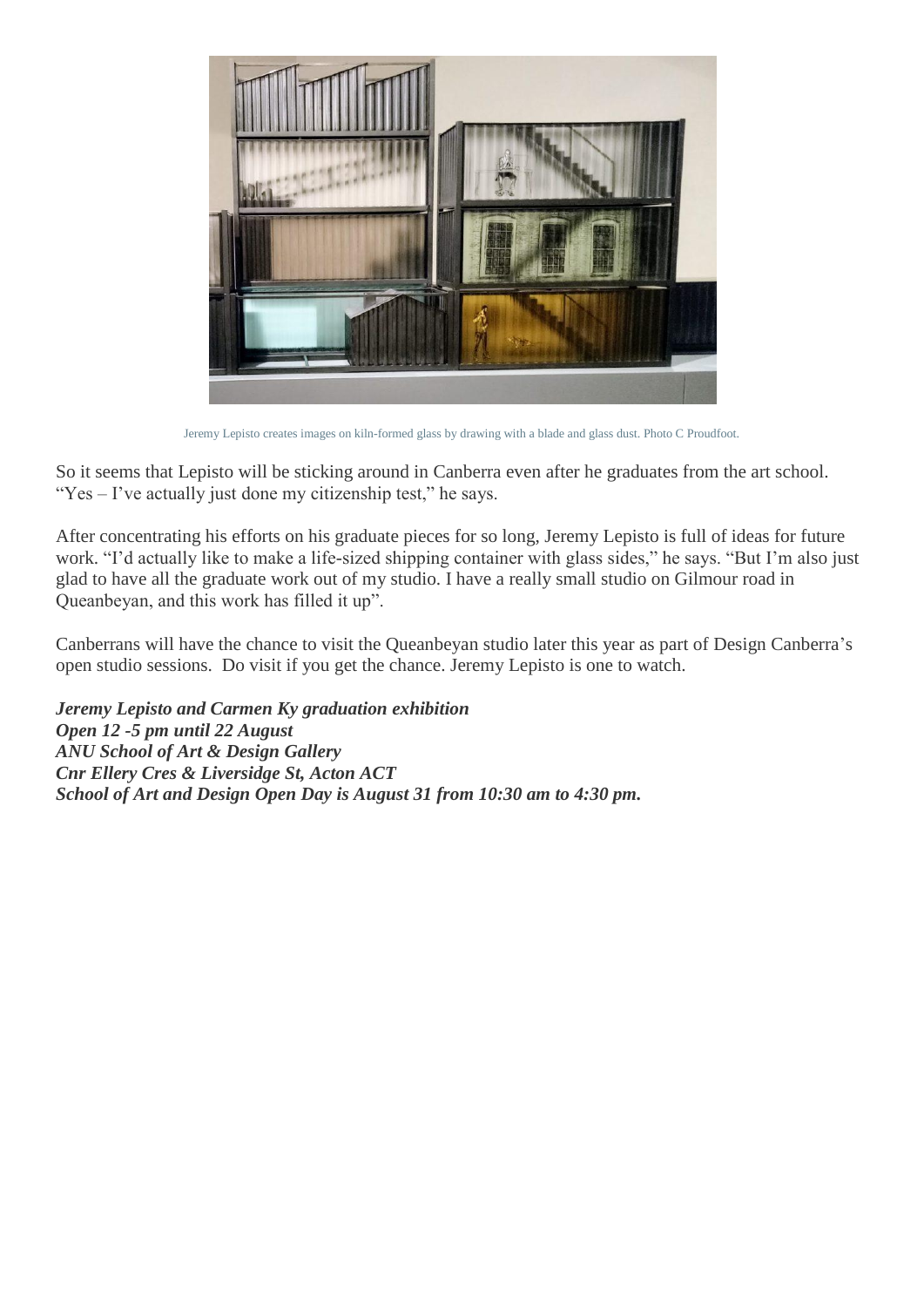Jeremy Lepisto creates images on kiln-formed glass by drawing with a blade and glass dust. Photo C Proudfoot.

So it seems that Lepisto will be sticking around in Canberra even after he graduates from the art school. "Yes – I've actually just done my citizenship test," he says.

After concentrating his efforts on his graduate pieces for so long, Jeremy Lepisto is full of ideas for future work. "I'd actually like to make a life-sized shipping container with glass sides," he says. "But I'm also just glad to have all the graduate work out of my studio. I have a really small studio on Gilmour road in Queanbeyan, and this work has filled it up".

Canberrans will have the chance to visit the Queanbeyan studio later this year as part of Design Canberra's open studio sessions. Do visit if you get the chance. Jeremy Lepisto is one to watch.

***Jeremy Lepisto and Carmen Ky graduation exhibition***
***Open 12 -5 pm until 22 August***
***ANU School of Art & Design Gallery***
***Cnr Ellery Cres & Liversidge St, Acton ACT***
***School of Art and Design Open Day is August 31 from 10:30 am to 4:30 pm.***